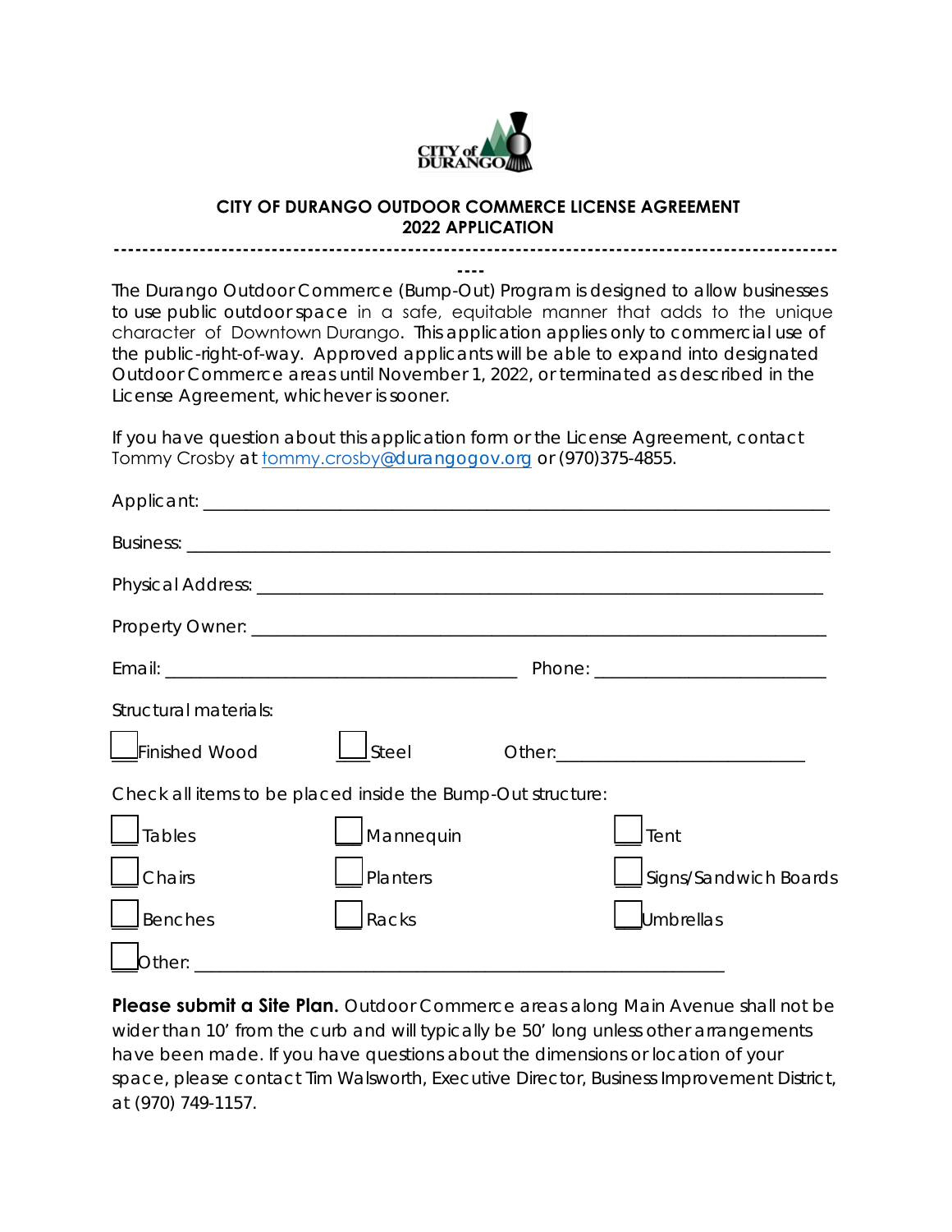CITY of DURANGO

## CITY OF DURANGO OUTDOOR COMMERCE LICENSE AGREEMENT
## 2022 APPLICATION

---

The Durango Outdoor Commerce (Bump-Out) Program is designed to allow businesses to use public outdoor space in a safe, equitable manner that adds to the unique character of Downtown Durango. This application applies only to commercial use of the public-right-of-way. Approved applicants will be able to expand into designated Outdoor Commerce areas until November 1, 2022, or terminated as described in the License Agreement, whichever is sooner.

If you have question about this application form or the License Agreement, contact Tommy Crosby at tommy.crosby@durangogov.org or (970)375-4855.

Applicant: ______________________________________________

Business: ______________________________________________

Physical Address: ________________________________________

Property Owner: _________________________________________

Email: ___________________________ Phone: ________________

Structural materials:

☐ Finished Wood ☐ Steel Other: ____________________

Check all items to be placed inside the Bump-Out structure:

☐ Tables ☐ Mannequin ☐ Tent

☐ Chairs ☐ Planters ☐ Signs/Sandwich Boards

☐ Benches ☐ Racks ☐ Umbrellas

☐ Other: ______________________________________________

**Please submit a Site Plan.** Outdoor Commerce areas along Main Avenue shall not be wider than 10' from the curb and will typically be 50' long unless other arrangements have been made. If you have questions about the dimensions or location of your space, please contact Tim Walsworth, Executive Director, Business Improvement District, at (970) 749-1157.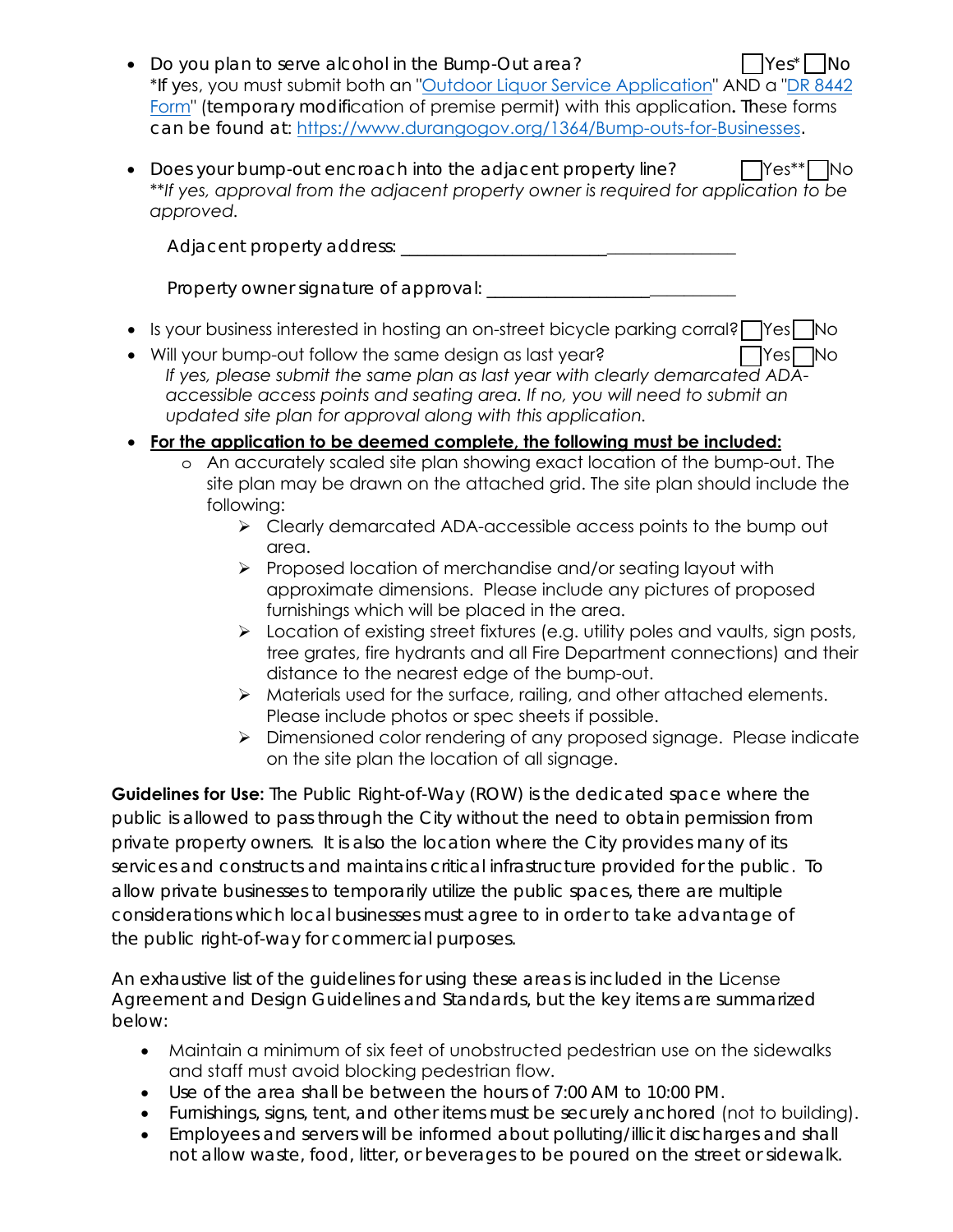- Do you plan to serve alcohol in the Bump-Out area? ☐Yes* ☐No
  *If yes, you must submit both an "[Outdoor Liquor Service Application](#)" AND a "[DR 8442 Form](#)" (temporary modification of premise permit) with this application. These forms can be found at: [https://www.durangogov.org/1364/Bump-outs-for-Businesses](https://www.durangogov.org/1364/Bump-outs-for-Businesses).

- Does your bump-out encroach into the adjacent property line? ☐Yes** ☐No
  *\*\*If yes, approval from the adjacent property owner is required for application to be approved.*

  Adjacent property address: ______________________________________

  Property owner signature of approval: ____________________________

- Is your business interested in hosting an on-street bicycle parking corral? ☐Yes ☐No
- Will your bump-out follow the same design as last year? ☐Yes ☐No
  *If yes, please submit the same plan as last year with clearly demarcated ADA-accessible access points and seating area. If no, you will need to submit an updated site plan for approval along with this application.*
- **For the application to be deemed complete, the following must be included:**
  - An accurately scaled site plan showing exact location of the bump-out. The site plan may be drawn on the attached grid. The site plan should include the following:
    - Clearly demarcated ADA-accessible access points to the bump out area.
    - Proposed location of merchandise and/or seating layout with approximate dimensions. Please include any pictures of proposed furnishings which will be placed in the area.
    - Location of existing street fixtures (e.g. utility poles and vaults, sign posts, tree grates, fire hydrants and all Fire Department connections) and their distance to the nearest edge of the bump-out.
    - Materials used for the surface, railing, and other attached elements. Please include photos or spec sheets if possible.
    - Dimensioned color rendering of any proposed signage. Please indicate on the site plan the location of all signage.

**Guidelines for Use:** The Public Right-of-Way (ROW) is the dedicated space where the public is allowed to pass through the City without the need to obtain permission from private property owners. It is also the location where the City provides many of its services and constructs and maintains critical infrastructure provided for the public. To allow private businesses to temporarily utilize the public spaces, there are multiple considerations which local businesses must agree to in order to take advantage of the public right-of-way for commercial purposes.

An exhaustive list of the guidelines for using these areas is included in the License Agreement and Design Guidelines and Standards, but the key items are summarized below:

- Maintain a minimum of six feet of unobstructed pedestrian use on the sidewalks and staff must avoid blocking pedestrian flow.
- Use of the area shall be between the hours of 7:00 AM to 10:00 PM.
- Furnishings, signs, tent, and other items must be securely anchored (not to building).
- Employees and servers will be informed about polluting/illicit discharges and shall not allow waste, food, litter, or beverages to be poured on the street or sidewalk.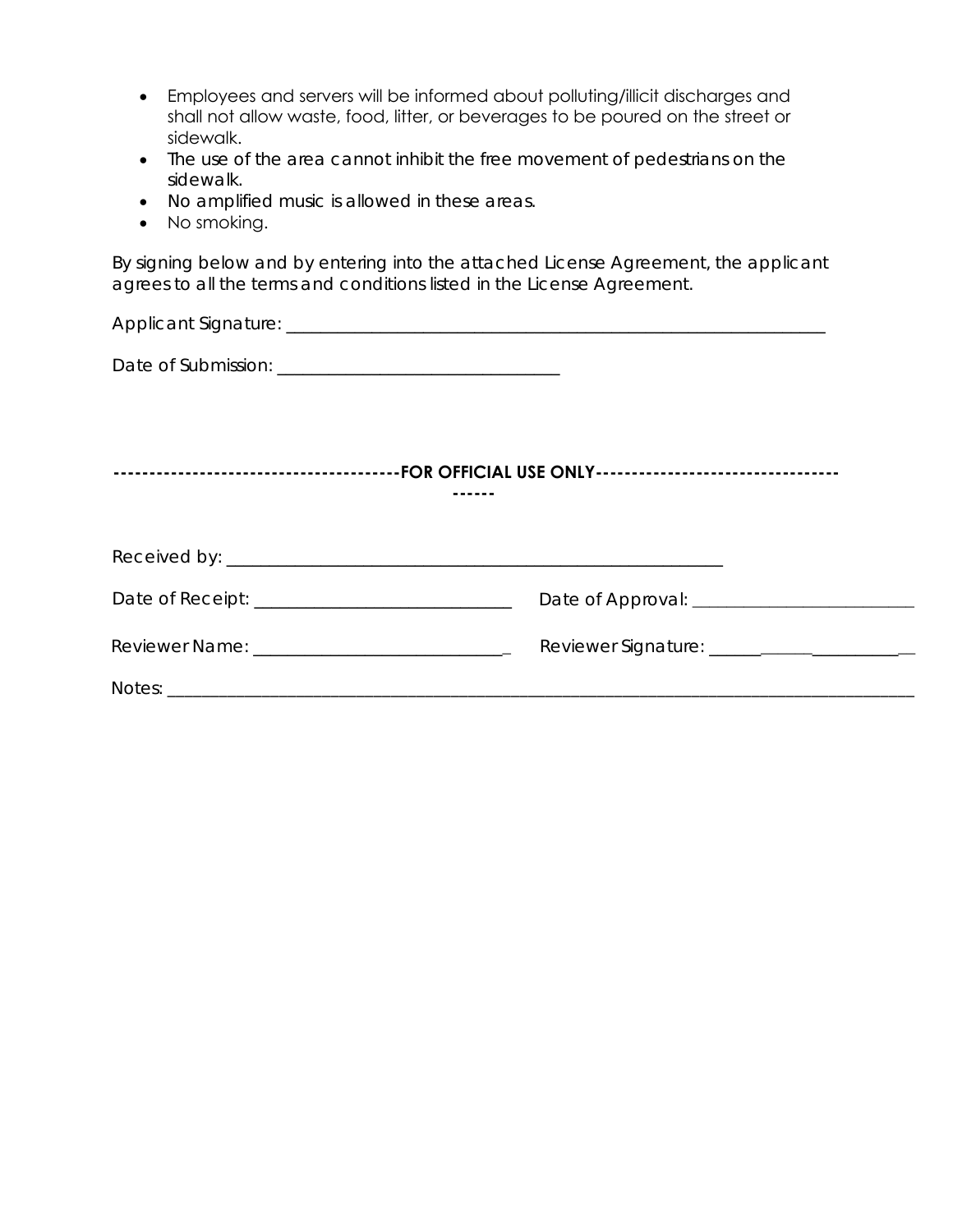- Employees and servers will be informed about polluting/illicit discharges and shall not allow waste, food, litter, or beverages to be poured on the street or sidewalk.
- The use of the area cannot inhibit the free movement of pedestrians on the sidewalk.
- No amplified music is allowed in these areas.
- No smoking.

By signing below and by entering into the attached License Agreement, the applicant agrees to all the terms and conditions listed in the License Agreement.

Applicant Signature: ____________________________________________________________

Date of Submission: ______________________________

**---------------------------------------FOR OFFICIAL USE ONLY---------------------------------------**

Received by: ____________________________________________________

Date of Receipt: __________________________ Date of Approval: ______________________

Reviewer Name: __________________________ Reviewer Signature: ______________________

Notes: ________________________________________________________________________________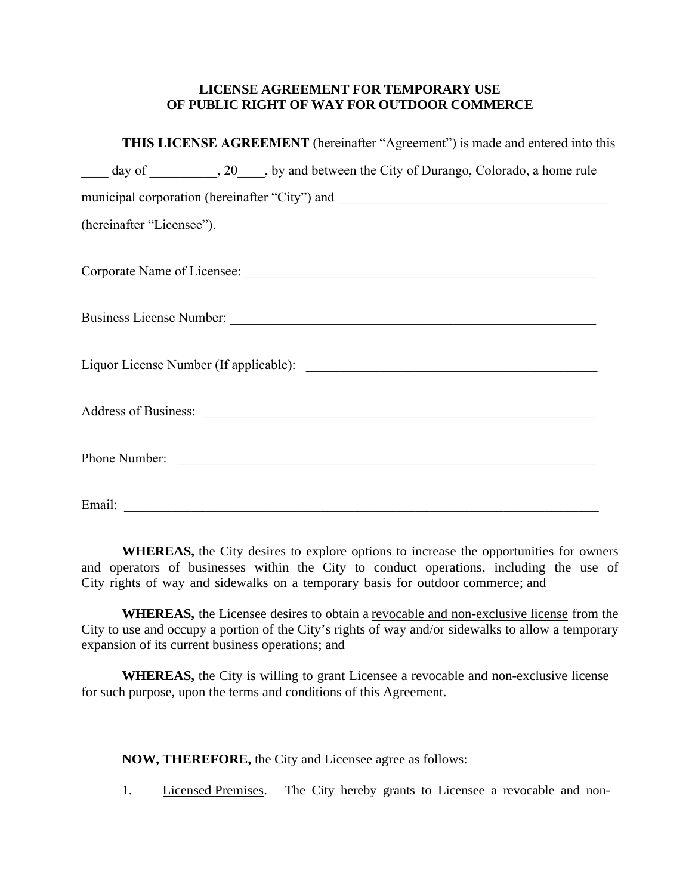**LICENSE AGREEMENT FOR TEMPORARY USE OF PUBLIC RIGHT OF WAY FOR OUTDOOR COMMERCE**

**THIS LICENSE AGREEMENT** (hereinafter "Agreement") is made and entered into this ____ day of __________, 20____, by and between the City of Durango, Colorado, a home rule municipal corporation (hereinafter "City") and ________________________________________ (hereinafter "Licensee").

Corporate Name of Licensee: ______________________________________________________

Business License Number: ______________________________________________________

Liquor License Number (If applicable): ____________________________________________

Address of Business: ___________________________________________________________

Phone Number: ________________________________________________________________

Email: _______________________________________________________________________

**WHEREAS,** the City desires to explore options to increase the opportunities for owners and operators of businesses within the City to conduct operations, including the use of City rights of way and sidewalks on a temporary basis for outdoor commerce; and

**WHEREAS,** the Licensee desires to obtain a revocable and non-exclusive license from the City to use and occupy a portion of the City's rights of way and/or sidewalks to allow a temporary expansion of its current business operations; and

**WHEREAS,** the City is willing to grant Licensee a revocable and non-exclusive license for such purpose, upon the terms and conditions of this Agreement.

**NOW, THEREFORE,** the City and Licensee agree as follows:

1. Licensed Premises. The City hereby grants to Licensee a revocable and non-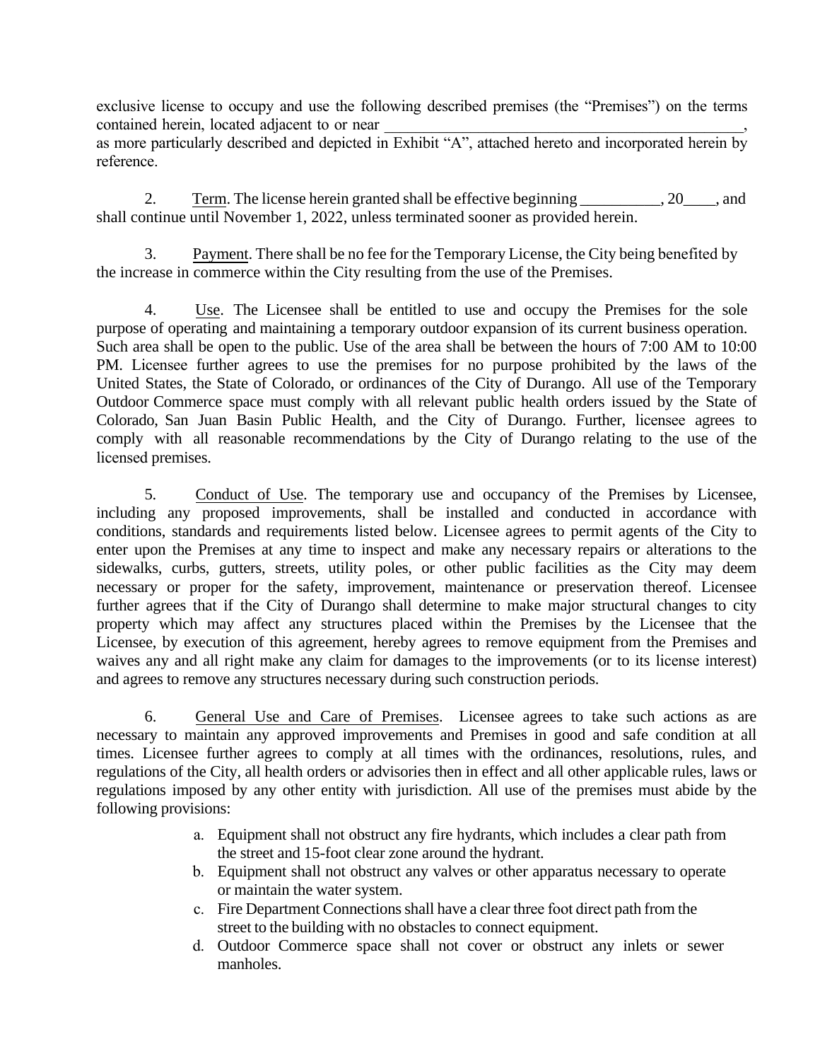exclusive license to occupy and use the following described premises (the "Premises") on the terms contained herein, located adjacent to or near _______________________________________________, as more particularly described and depicted in Exhibit "A", attached hereto and incorporated herein by reference.

2. Term. The license herein granted shall be effective beginning __________, 20____, and shall continue until November 1, 2022, unless terminated sooner as provided herein.

3. Payment. There shall be no fee for the Temporary License, the City being benefited by the increase in commerce within the City resulting from the use of the Premises.

4. Use. The Licensee shall be entitled to use and occupy the Premises for the sole purpose of operating and maintaining a temporary outdoor expansion of its current business operation. Such area shall be open to the public. Use of the area shall be between the hours of 7:00 AM to 10:00 PM. Licensee further agrees to use the premises for no purpose prohibited by the laws of the United States, the State of Colorado, or ordinances of the City of Durango. All use of the Temporary Outdoor Commerce space must comply with all relevant public health orders issued by the State of Colorado, San Juan Basin Public Health, and the City of Durango. Further, licensee agrees to comply with all reasonable recommendations by the City of Durango relating to the use of the licensed premises.

5. Conduct of Use. The temporary use and occupancy of the Premises by Licensee, including any proposed improvements, shall be installed and conducted in accordance with conditions, standards and requirements listed below. Licensee agrees to permit agents of the City to enter upon the Premises at any time to inspect and make any necessary repairs or alterations to the sidewalks, curbs, gutters, streets, utility poles, or other public facilities as the City may deem necessary or proper for the safety, improvement, maintenance or preservation thereof. Licensee further agrees that if the City of Durango shall determine to make major structural changes to city property which may affect any structures placed within the Premises by the Licensee that the Licensee, by execution of this agreement, hereby agrees to remove equipment from the Premises and waives any and all right make any claim for damages to the improvements (or to its license interest) and agrees to remove any structures necessary during such construction periods.

6. General Use and Care of Premises. Licensee agrees to take such actions as are necessary to maintain any approved improvements and Premises in good and safe condition at all times. Licensee further agrees to comply at all times with the ordinances, resolutions, rules, and regulations of the City, all health orders or advisories then in effect and all other applicable rules, laws or regulations imposed by any other entity with jurisdiction. All use of the premises must abide by the following provisions:

a. Equipment shall not obstruct any fire hydrants, which includes a clear path from the street and 15-foot clear zone around the hydrant.
b. Equipment shall not obstruct any valves or other apparatus necessary to operate or maintain the water system.
c. Fire Department Connections shall have a clear three foot direct path from the street to the building with no obstacles to connect equipment.
d. Outdoor Commerce space shall not cover or obstruct any inlets or sewer manholes.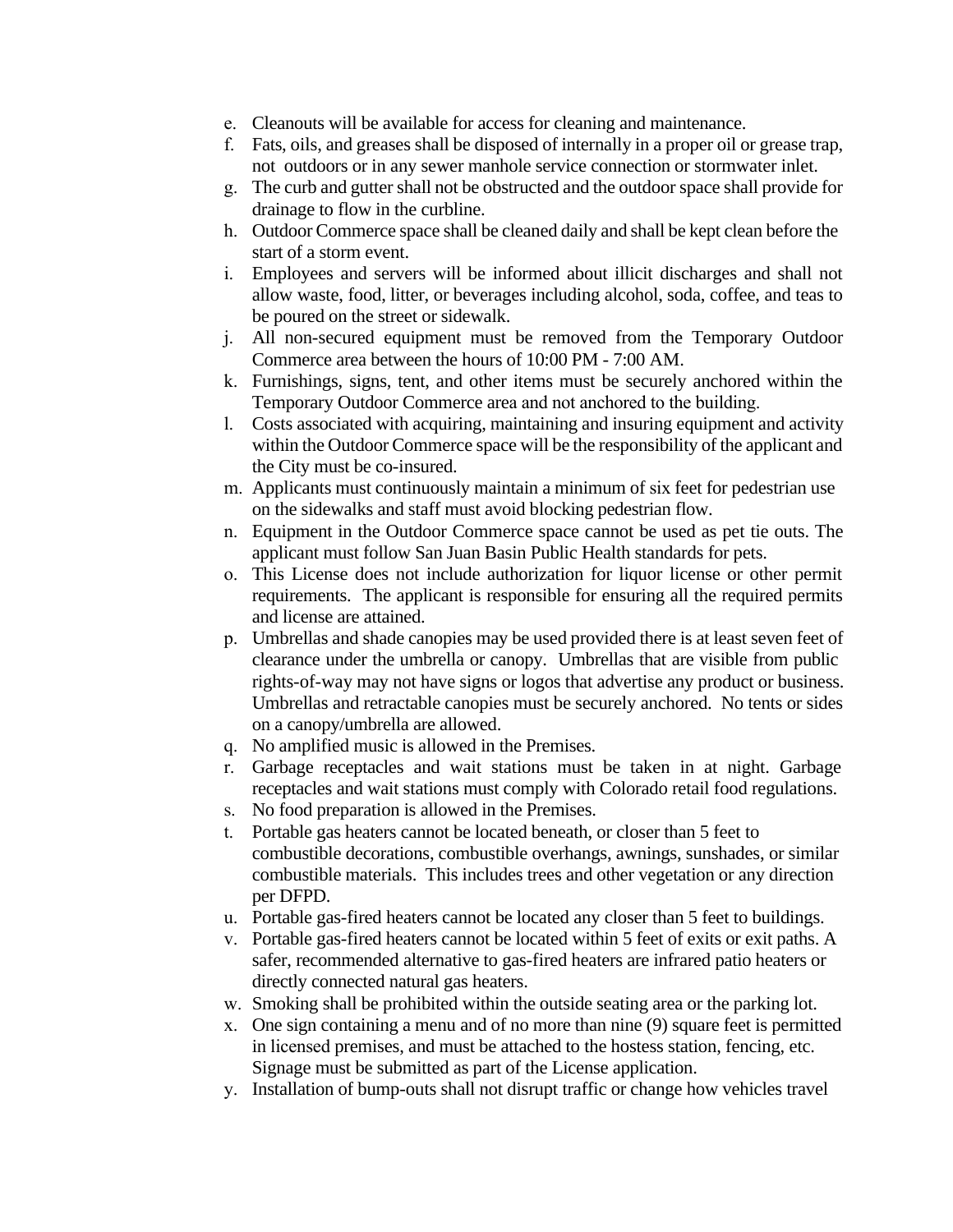e. Cleanouts will be available for access for cleaning and maintenance.
f. Fats, oils, and greases shall be disposed of internally in a proper oil or grease trap, not outdoors or in any sewer manhole service connection or stormwater inlet.
g. The curb and gutter shall not be obstructed and the outdoor space shall provide for drainage to flow in the curbline.
h. Outdoor Commerce space shall be cleaned daily and shall be kept clean before the start of a storm event.
i. Employees and servers will be informed about illicit discharges and shall not allow waste, food, litter, or beverages including alcohol, soda, coffee, and teas to be poured on the street or sidewalk.
j. All non-secured equipment must be removed from the Temporary Outdoor Commerce area between the hours of 10:00 PM - 7:00 AM.
k. Furnishings, signs, tent, and other items must be securely anchored within the Temporary Outdoor Commerce area and not anchored to the building.
l. Costs associated with acquiring, maintaining and insuring equipment and activity within the Outdoor Commerce space will be the responsibility of the applicant and the City must be co-insured.
m. Applicants must continuously maintain a minimum of six feet for pedestrian use on the sidewalks and staff must avoid blocking pedestrian flow.
n. Equipment in the Outdoor Commerce space cannot be used as pet tie outs. The applicant must follow San Juan Basin Public Health standards for pets.
o. This License does not include authorization for liquor license or other permit requirements. The applicant is responsible for ensuring all the required permits and license are attained.
p. Umbrellas and shade canopies may be used provided there is at least seven feet of clearance under the umbrella or canopy. Umbrellas that are visible from public rights-of-way may not have signs or logos that advertise any product or business. Umbrellas and retractable canopies must be securely anchored. No tents or sides on a canopy/umbrella are allowed.
q. No amplified music is allowed in the Premises.
r. Garbage receptacles and wait stations must be taken in at night. Garbage receptacles and wait stations must comply with Colorado retail food regulations.
s. No food preparation is allowed in the Premises.
t. Portable gas heaters cannot be located beneath, or closer than 5 feet to combustible decorations, combustible overhangs, awnings, sunshades, or similar combustible materials. This includes trees and other vegetation or any direction per DFPD.
u. Portable gas-fired heaters cannot be located any closer than 5 feet to buildings.
v. Portable gas-fired heaters cannot be located within 5 feet of exits or exit paths. A safer, recommended alternative to gas-fired heaters are infrared patio heaters or directly connected natural gas heaters.
w. Smoking shall be prohibited within the outside seating area or the parking lot.
x. One sign containing a menu and of no more than nine (9) square feet is permitted in licensed premises, and must be attached to the hostess station, fencing, etc. Signage must be submitted as part of the License application.
y. Installation of bump-outs shall not disrupt traffic or change how vehicles travel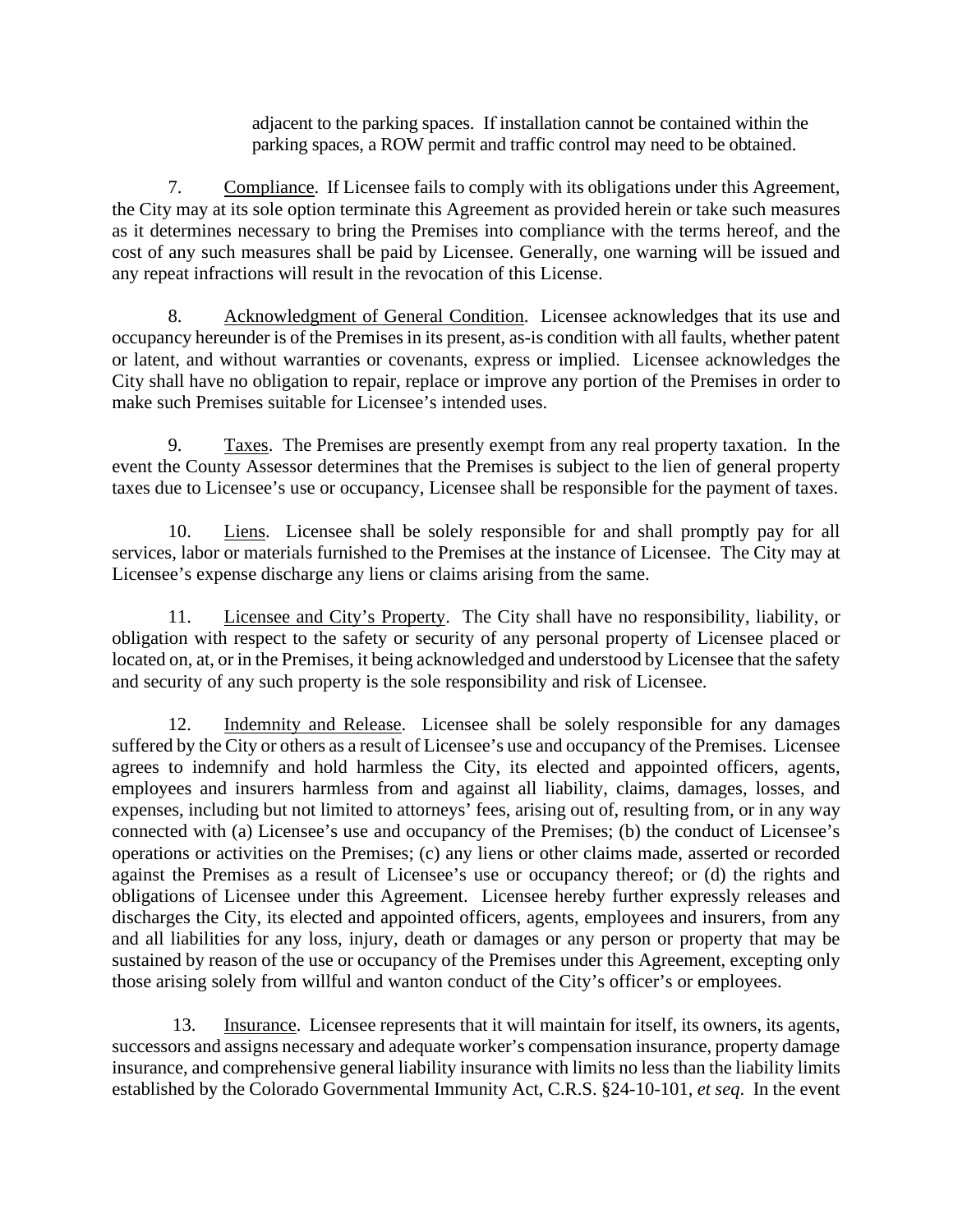adjacent to the parking spaces. If installation cannot be contained within the parking spaces, a ROW permit and traffic control may need to be obtained.

7. Compliance. If Licensee fails to comply with its obligations under this Agreement, the City may at its sole option terminate this Agreement as provided herein or take such measures as it determines necessary to bring the Premises into compliance with the terms hereof, and the cost of any such measures shall be paid by Licensee. Generally, one warning will be issued and any repeat infractions will result in the revocation of this License.

8. Acknowledgment of General Condition. Licensee acknowledges that its use and occupancy hereunder is of the Premises in its present, as-is condition with all faults, whether patent or latent, and without warranties or covenants, express or implied. Licensee acknowledges the City shall have no obligation to repair, replace or improve any portion of the Premises in order to make such Premises suitable for Licensee's intended uses.

9. Taxes. The Premises are presently exempt from any real property taxation. In the event the County Assessor determines that the Premises is subject to the lien of general property taxes due to Licensee's use or occupancy, Licensee shall be responsible for the payment of taxes.

10. Liens. Licensee shall be solely responsible for and shall promptly pay for all services, labor or materials furnished to the Premises at the instance of Licensee. The City may at Licensee's expense discharge any liens or claims arising from the same.

11. Licensee and City's Property. The City shall have no responsibility, liability, or obligation with respect to the safety or security of any personal property of Licensee placed or located on, at, or in the Premises, it being acknowledged and understood by Licensee that the safety and security of any such property is the sole responsibility and risk of Licensee.

12. Indemnity and Release. Licensee shall be solely responsible for any damages suffered by the City or others as a result of Licensee's use and occupancy of the Premises. Licensee agrees to indemnify and hold harmless the City, its elected and appointed officers, agents, employees and insurers harmless from and against all liability, claims, damages, losses, and expenses, including but not limited to attorneys' fees, arising out of, resulting from, or in any way connected with (a) Licensee's use and occupancy of the Premises; (b) the conduct of Licensee's operations or activities on the Premises; (c) any liens or other claims made, asserted or recorded against the Premises as a result of Licensee's use or occupancy thereof; or (d) the rights and obligations of Licensee under this Agreement. Licensee hereby further expressly releases and discharges the City, its elected and appointed officers, agents, employees and insurers, from any and all liabilities for any loss, injury, death or damages or any person or property that may be sustained by reason of the use or occupancy of the Premises under this Agreement, excepting only those arising solely from willful and wanton conduct of the City's officer's or employees.

13. Insurance. Licensee represents that it will maintain for itself, its owners, its agents, successors and assigns necessary and adequate worker's compensation insurance, property damage insurance, and comprehensive general liability insurance with limits no less than the liability limits established by the Colorado Governmental Immunity Act, C.R.S. §24-10-101, *et seq*. In the event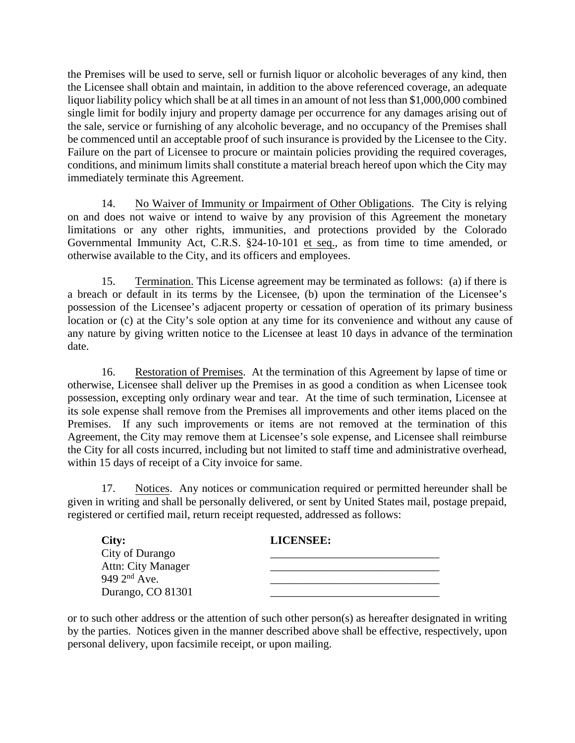the Premises will be used to serve, sell or furnish liquor or alcoholic beverages of any kind, then the Licensee shall obtain and maintain, in addition to the above referenced coverage, an adequate liquor liability policy which shall be at all times in an amount of not less than $1,000,000 combined single limit for bodily injury and property damage per occurrence for any damages arising out of the sale, service or furnishing of any alcoholic beverage, and no occupancy of the Premises shall be commenced until an acceptable proof of such insurance is provided by the Licensee to the City. Failure on the part of Licensee to procure or maintain policies providing the required coverages, conditions, and minimum limits shall constitute a material breach hereof upon which the City may immediately terminate this Agreement.

14. No Waiver of Immunity or Impairment of Other Obligations. The City is relying on and does not waive or intend to waive by any provision of this Agreement the monetary limitations or any other rights, immunities, and protections provided by the Colorado Governmental Immunity Act, C.R.S. §24-10-101 et seq., as from time to time amended, or otherwise available to the City, and its officers and employees.

15. Termination. This License agreement may be terminated as follows: (a) if there is a breach or default in its terms by the Licensee, (b) upon the termination of the Licensee's possession of the Licensee's adjacent property or cessation of operation of its primary business location or (c) at the City's sole option at any time for its convenience and without any cause of any nature by giving written notice to the Licensee at least 10 days in advance of the termination date.

16. Restoration of Premises. At the termination of this Agreement by lapse of time or otherwise, Licensee shall deliver up the Premises in as good a condition as when Licensee took possession, excepting only ordinary wear and tear. At the time of such termination, Licensee at its sole expense shall remove from the Premises all improvements and other items placed on the Premises. If any such improvements or items are not removed at the termination of this Agreement, the City may remove them at Licensee's sole expense, and Licensee shall reimburse the City for all costs incurred, including but not limited to staff time and administrative overhead, within 15 days of receipt of a City invoice for same.

17. Notices. Any notices or communication required or permitted hereunder shall be given in writing and shall be personally delivered, or sent by United States mail, postage prepaid, registered or certified mail, return receipt requested, addressed as follows:

| **City:** | **LICENSEE:** |
|---|---|
| City of Durango | ______________________________ |
| Attn: City Manager | ______________________________ |
| 949 2nd Ave. | ______________________________ |
| Durango, CO 81301 | ______________________________ |

or to such other address or the attention of such other person(s) as hereafter designated in writing by the parties. Notices given in the manner described above shall be effective, respectively, upon personal delivery, upon facsimile receipt, or upon mailing.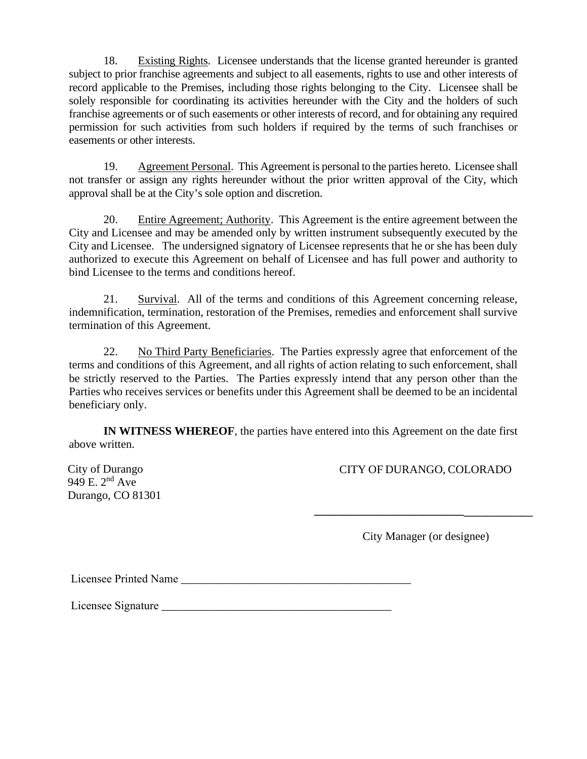18. Existing Rights. Licensee understands that the license granted hereunder is granted subject to prior franchise agreements and subject to all easements, rights to use and other interests of record applicable to the Premises, including those rights belonging to the City. Licensee shall be solely responsible for coordinating its activities hereunder with the City and the holders of such franchise agreements or of such easements or other interests of record, and for obtaining any required permission for such activities from such holders if required by the terms of such franchises or easements or other interests.

19. Agreement Personal. This Agreement is personal to the parties hereto. Licensee shall not transfer or assign any rights hereunder without the prior written approval of the City, which approval shall be at the City's sole option and discretion.

20. Entire Agreement; Authority. This Agreement is the entire agreement between the City and Licensee and may be amended only by written instrument subsequently executed by the City and Licensee. The undersigned signatory of Licensee represents that he or she has been duly authorized to execute this Agreement on behalf of Licensee and has full power and authority to bind Licensee to the terms and conditions hereof.

21. Survival. All of the terms and conditions of this Agreement concerning release, indemnification, termination, restoration of the Premises, remedies and enforcement shall survive termination of this Agreement.

22. No Third Party Beneficiaries. The Parties expressly agree that enforcement of the terms and conditions of this Agreement, and all rights of action relating to such enforcement, shall be strictly reserved to the Parties. The Parties expressly intend that any person other than the Parties who receives services or benefits under this Agreement shall be deemed to be an incidental beneficiary only.

**IN WITNESS WHEREOF**, the parties have entered into this Agreement on the date first above written.

City of Durango
949 E. 2nd Ave
Durango, CO 81301

CITY OF DURANGO, COLORADO

______________________________________

City Manager (or designee)

Licensee Printed Name ________________________________________

Licensee Signature ________________________________________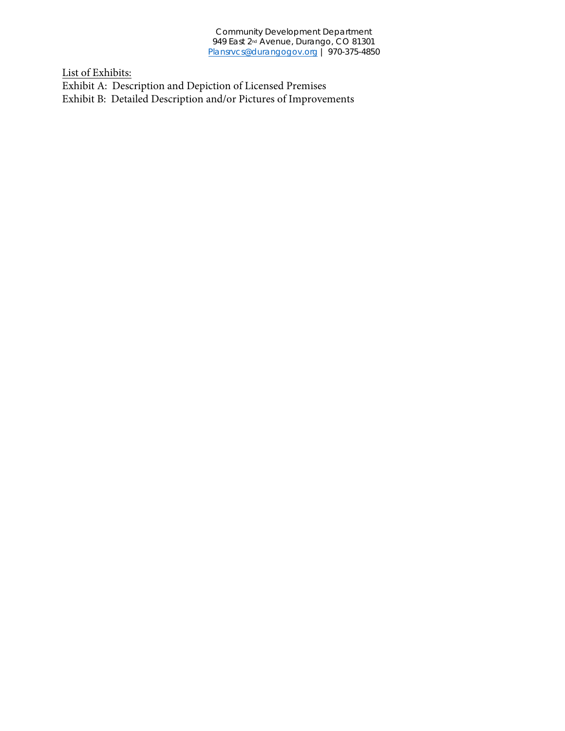List of Exhibits:

Exhibit A: Description and Depiction of Licensed Premises

Exhibit B: Detailed Description and/or Pictures of Improvements